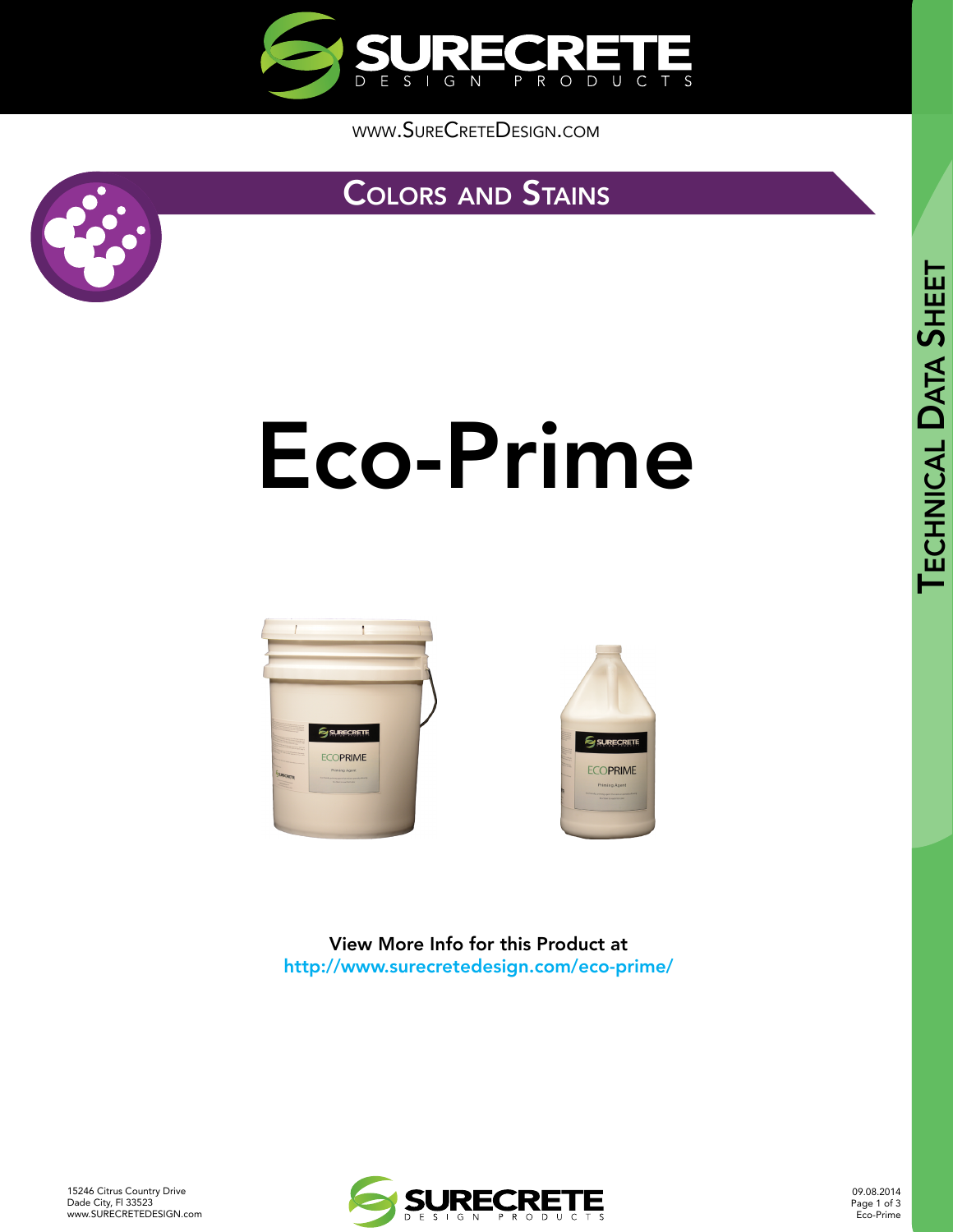WWW.SURECRETEDESIGN.COM

## Colors and Stains

# Eco-Prime

View More Info for this Product at
http://www.surecretedesign.com/eco-prime/

15246 Citrus Country Drive
Dade City, Fl 33523
www.SURECRETEDESIGN.com

09.08.2014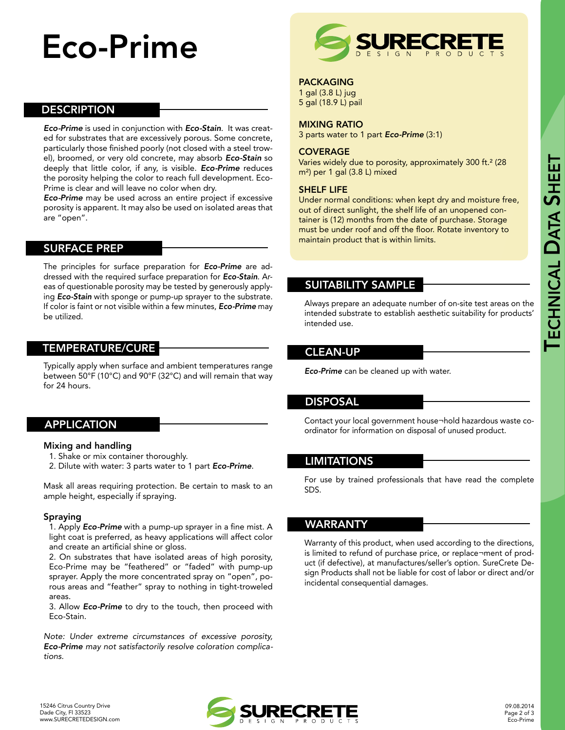# Eco-Prime

## DESCRIPTION

***Eco-Prime*** is used in conjunction with ***Eco-Stain***. It was created for substrates that are excessively porous. Some concrete, particularly those finished poorly (not closed with a steel trowel), broomed, or very old concrete, may absorb ***Eco-Stain*** so deeply that little color, if any, is visible. ***Eco-Prime*** reduces the porosity helping the color to reach full development. Eco-Prime is clear and will leave no color when dry.

***Eco-Prime*** may be used across an entire project if excessive porosity is apparent. It may also be used on isolated areas that are "open".

## SURFACE PREP

The principles for surface preparation for ***Eco-Prime*** are addressed with the required surface preparation for ***Eco-Stain***. Areas of questionable porosity may be tested by generously applying ***Eco-Stain*** with sponge or pump-up sprayer to the substrate. If color is faint or not visible within a few minutes, ***Eco-Prime*** may be utilized.

## TEMPERATURE/CURE

Typically apply when surface and ambient temperatures range between 50°F (10°C) and 90°F (32°C) and will remain that way for 24 hours.

## APPLICATION

### Mixing and handling

1. Shake or mix container thoroughly.
2. Dilute with water: 3 parts water to 1 part ***Eco-Prime***.

Mask all areas requiring protection. Be certain to mask to an ample height, especially if spraying.

### Spraying

1. Apply ***Eco-Prime*** with a pump-up sprayer in a fine mist. A light coat is preferred, as heavy applications will affect color and create an artificial shine or gloss.
2. On substrates that have isolated areas of high porosity, Eco-Prime may be "feathered" or "faded" with pump-up sprayer. Apply the more concentrated spray on "open", porous areas and "feather" spray to nothing in tight-troweled areas.
3. Allow ***Eco-Prime*** to dry to the touch, then proceed with Eco-Stain.

*Note: Under extreme circumstances of excessive porosity,* ***Eco-Prime*** *may not satisfactorily resolve coloration complications.*

## PACKAGING

1 gal (3.8 L) jug
5 gal (18.9 L) pail

## MIXING RATIO

3 parts water to 1 part ***Eco-Prime*** (3:1)

## COVERAGE

Varies widely due to porosity, approximately 300 ft.² (28 m²) per 1 gal (3.8 L) mixed

## SHELF LIFE

Under normal conditions: when kept dry and moisture free, out of direct sunlight, the shelf life of an unopened container is (12) months from the date of purchase. Storage must be under roof and off the floor. Rotate inventory to maintain product that is within limits.

## SUITABILITY SAMPLE

Always prepare an adequate number of on-site test areas on the intended substrate to establish aesthetic suitability for products' intended use.

## CLEAN-UP

***Eco-Prime*** can be cleaned up with water.

## DISPOSAL

Contact your local government house¬hold hazardous waste coordinator for information on disposal of unused product.

## LIMITATIONS

For use by trained professionals that have read the complete SDS.

## WARRANTY

Warranty of this product, when used according to the directions, is limited to refund of purchase price, or replace¬ment of product (if defective), at manufactures/seller's option. SureCrete Design Products shall not be liable for cost of labor or direct and/or incidental consequential damages.

15246 Citrus Country Drive
Dade City, Fl 33523
www.SURECRETEDESIGN.com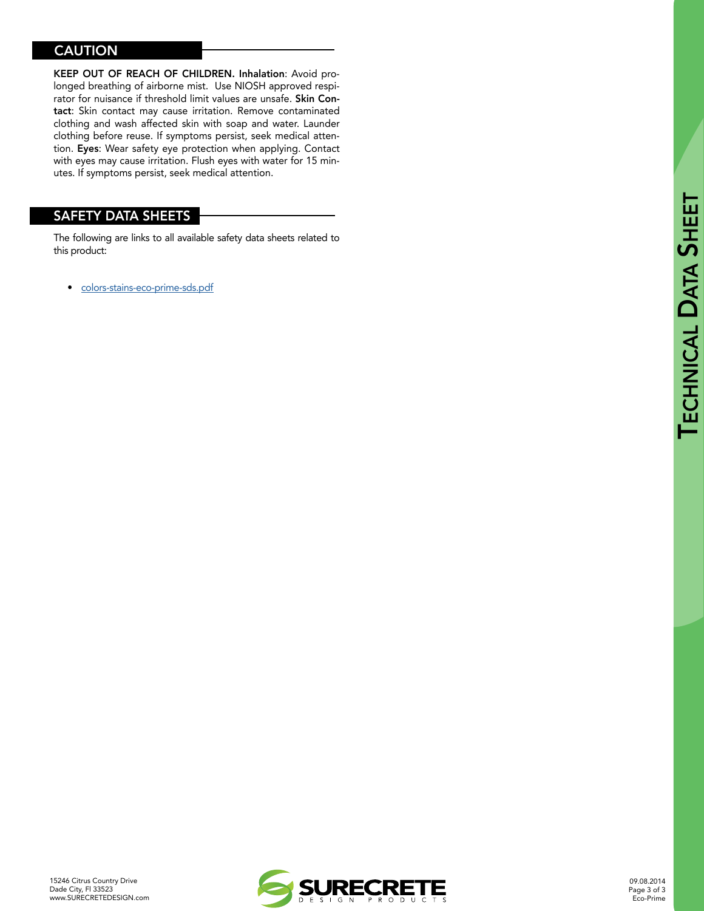## CAUTION

**KEEP OUT OF REACH OF CHILDREN. Inhalation**: Avoid prolonged breathing of airborne mist. Use NIOSH approved respirator for nuisance if threshold limit values are unsafe. **Skin Contact**: Skin contact may cause irritation. Remove contaminated clothing and wash affected skin with soap and water. Launder clothing before reuse. If symptoms persist, seek medical attention. **Eyes**: Wear safety eye protection when applying. Contact with eyes may cause irritation. Flush eyes with water for 15 minutes. If symptoms persist, seek medical attention.

## SAFETY DATA SHEETS

The following are links to all available safety data sheets related to this product:

- colors-stains-eco-prime-sds.pdf